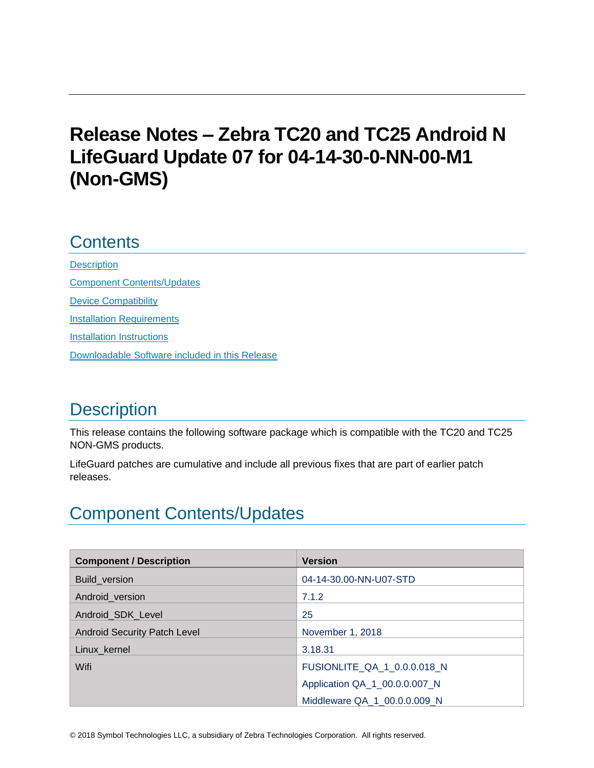# Release Notes – Zebra TC20 and TC25 Android N LifeGuard Update 07 for 04-14-30-0-NN-00-M1 (Non-GMS)

## Contents

[Description](#description)

[Component Contents/Updates](#component-contentsupdates)

[Device Compatibility](#device-compatibility)

[Installation Requirements](#installation-requirements)

[Installation Instructions](#installation-instructions)

[Downloadable Software included in this Release](#downloadable-software-included-in-this-release)

## Description

This release contains the following software package which is compatible with the TC20 and TC25 NON-GMS products.

LifeGuard patches are cumulative and include all previous fixes that are part of earlier patch releases.

## Component Contents/Updates

| Component / Description | Version |
|---|---|
| Build_version | 04-14-30.00-NN-U07-STD |
| Android_version | 7.1.2 |
| Android_SDK_Level | 25 |
| Android Security Patch Level | November 1, 2018 |
| Linux_kernel | 3.18.31 |
| Wifi | FUSIONLITE_QA_1_0.0.0.018_N<br>Application QA_1_00.0.0.007_N<br>Middleware QA_1_00.0.0.009_N |

© 2018 Symbol Technologies LLC, a subsidiary of Zebra Technologies Corporation. All rights reserved.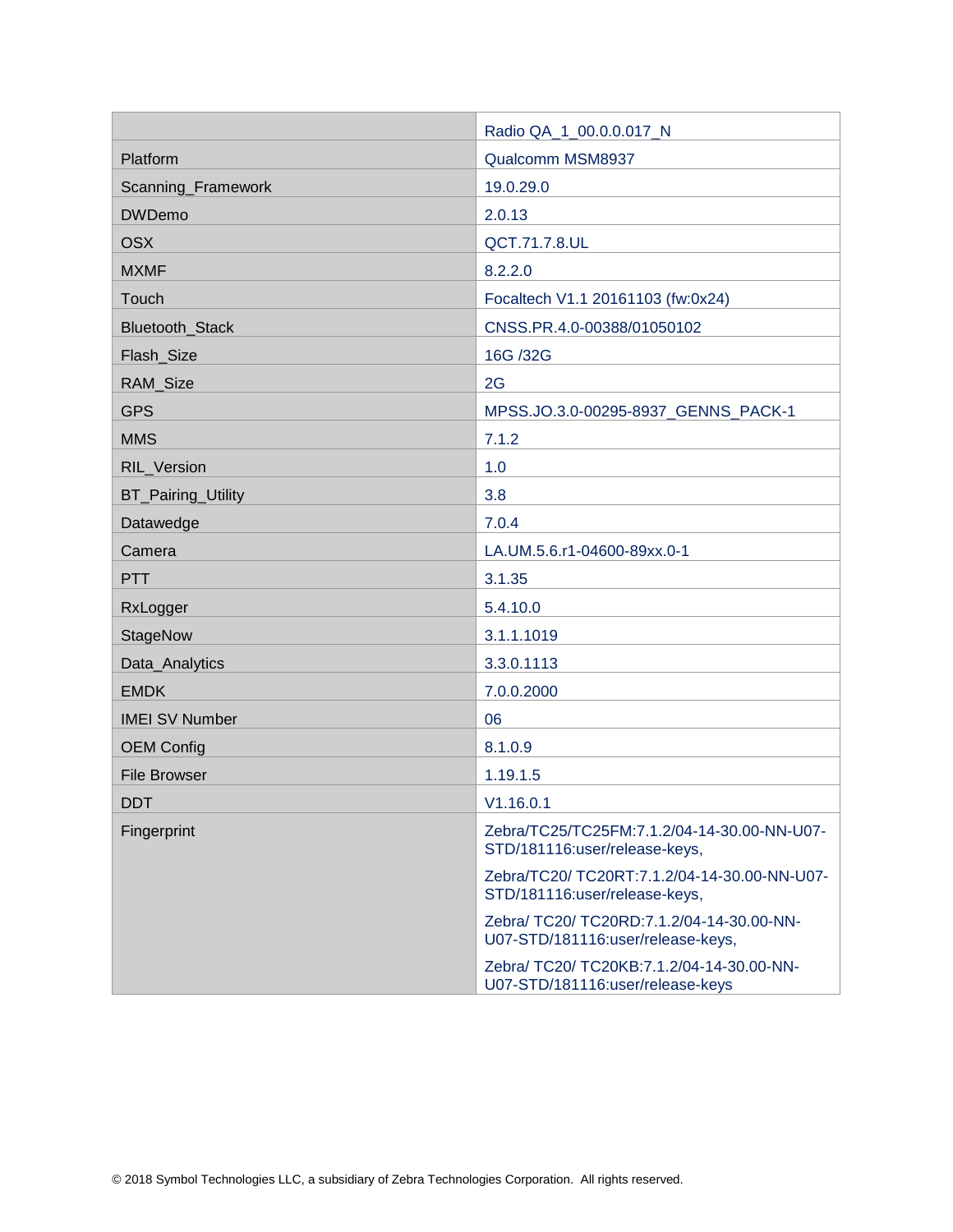| | |
|---|---|
| | Radio QA_1_00.0.0.017_N |
| Platform | Qualcomm MSM8937 |
| Scanning_Framework | 19.0.29.0 |
| DWDemo | 2.0.13 |
| OSX | QCT.71.7.8.UL |
| MXMF | 8.2.2.0 |
| Touch | Focaltech V1.1 20161103 (fw:0x24) |
| Bluetooth_Stack | CNSS.PR.4.0-00388/01050102 |
| Flash_Size | 16G /32G |
| RAM_Size | 2G |
| GPS | MPSS.JO.3.0-00295-8937_GENNS_PACK-1 |
| MMS | 7.1.2 |
| RIL_Version | 1.0 |
| BT_Pairing_Utility | 3.8 |
| Datawedge | 7.0.4 |
| Camera | LA.UM.5.6.r1-04600-89xx.0-1 |
| PTT | 3.1.35 |
| RxLogger | 5.4.10.0 |
| StageNow | 3.1.1.1019 |
| Data_Analytics | 3.3.0.1113 |
| EMDK | 7.0.0.2000 |
| IMEI SV Number | 06 |
| OEM Config | 8.1.0.9 |
| File Browser | 1.19.1.5 |
| DDT | V1.16.0.1 |
| Fingerprint | Zebra/TC25/TC25FM:7.1.2/04-14-30.00-NN-U07-STD/181116:user/release-keys,<br>Zebra/TC20/ TC20RT:7.1.2/04-14-30.00-NN-U07-STD/181116:user/release-keys,<br>Zebra/ TC20/ TC20RD:7.1.2/04-14-30.00-NN-U07-STD/181116:user/release-keys,<br>Zebra/ TC20/ TC20KB:7.1.2/04-14-30.00-NN-U07-STD/181116:user/release-keys |

© 2018 Symbol Technologies LLC, a subsidiary of Zebra Technologies Corporation. All rights reserved.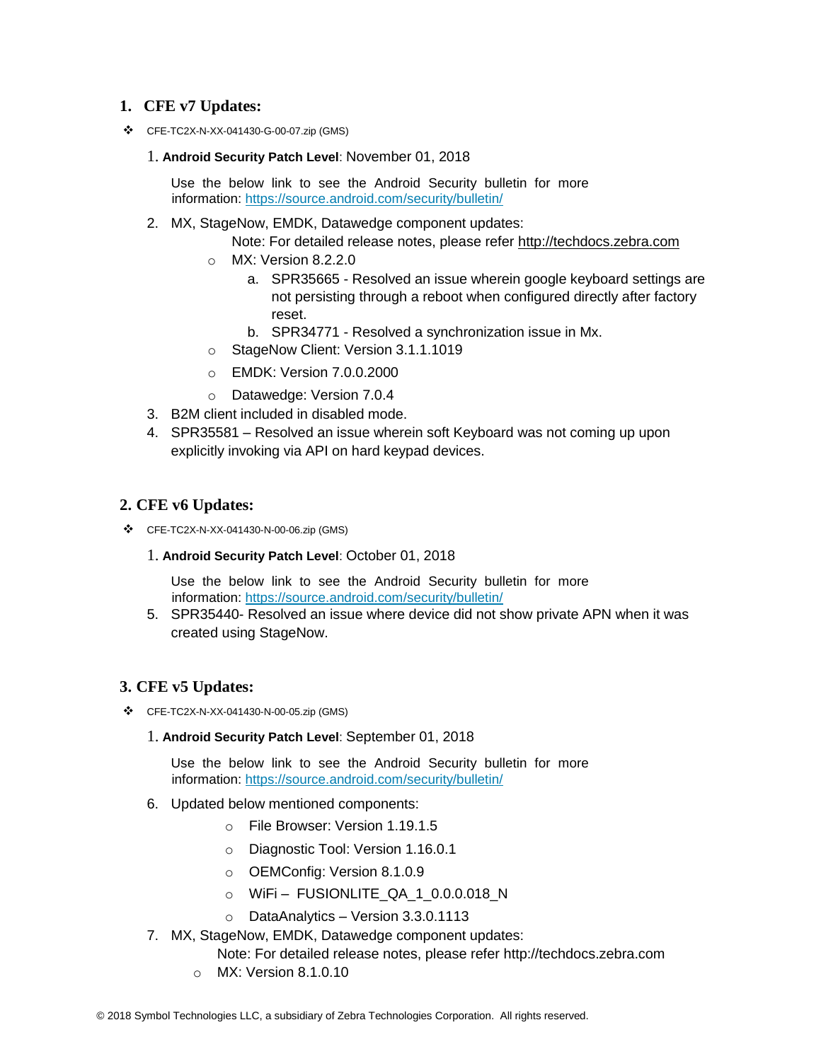## 1. CFE v7 Updates:

- CFE-TC2X-N-XX-041430-G-00-07.zip (GMS)

  1. **Android Security Patch Level**: November 01, 2018

     Use the below link to see the Android Security bulletin for more information: https://source.android.com/security/bulletin/

  2. MX, StageNow, EMDK, Datawedge component updates:

     Note: For detailed release notes, please refer http://techdocs.zebra.com

     - MX: Version 8.2.2.0
       a. SPR35665 - Resolved an issue wherein google keyboard settings are not persisting through a reboot when configured directly after factory reset.
       b. SPR34771 - Resolved a synchronization issue in Mx.
     - StageNow Client: Version 3.1.1.1019
     - EMDK: Version 7.0.0.2000
     - Datawedge: Version 7.0.4

  3. B2M client included in disabled mode.
  4. SPR35581 – Resolved an issue wherein soft Keyboard was not coming up upon explicitly invoking via API on hard keypad devices.

## 2. CFE v6 Updates:

- CFE-TC2X-N-XX-041430-N-00-06.zip (GMS)

  1. **Android Security Patch Level**: October 01, 2018

     Use the below link to see the Android Security bulletin for more information: https://source.android.com/security/bulletin/

  5. SPR35440- Resolved an issue where device did not show private APN when it was created using StageNow.

## 3. CFE v5 Updates:

- CFE-TC2X-N-XX-041430-N-00-05.zip (GMS)

  1. **Android Security Patch Level**: September 01, 2018

     Use the below link to see the Android Security bulletin for more information: https://source.android.com/security/bulletin/

  6. Updated below mentioned components:
     - File Browser: Version 1.19.1.5
     - Diagnostic Tool: Version 1.16.0.1
     - OEMConfig: Version 8.1.0.9
     - WiFi – FUSIONLITE_QA_1_0.0.0.018_N
     - DataAnalytics – Version 3.3.0.1113

  7. MX, StageNow, EMDK, Datawedge component updates:

     Note: For detailed release notes, please refer http://techdocs.zebra.com

     - MX: Version 8.1.0.10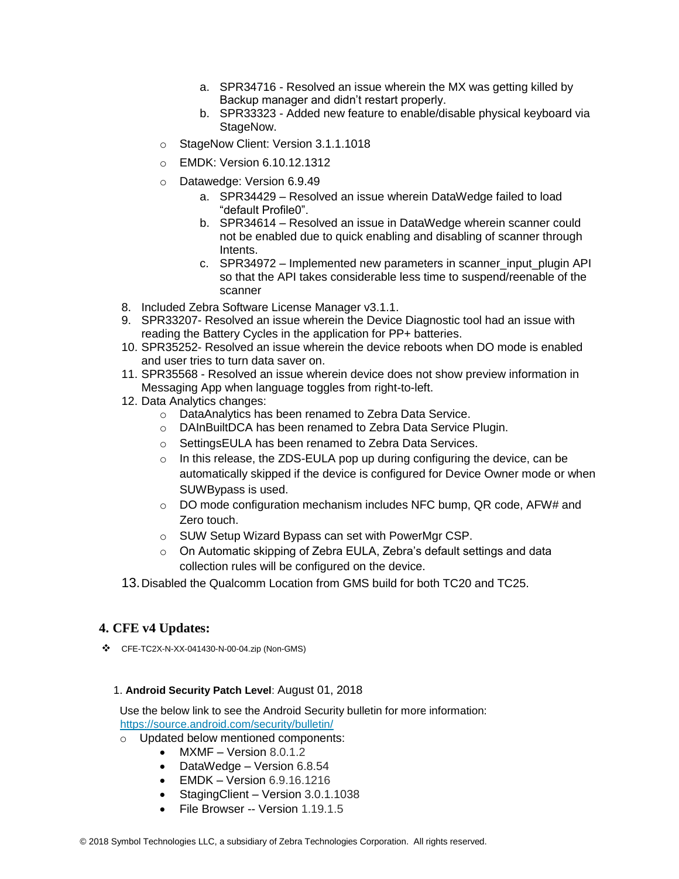a. SPR34716 - Resolved an issue wherein the MX was getting killed by Backup manager and didn't restart properly.
        b. SPR33323 - Added new feature to enable/disable physical keyboard via StageNow.
    - StageNow Client: Version 3.1.1.1018
    - EMDK: Version 6.10.12.1312
    - Datawedge: Version 6.9.49
        a. SPR34429 – Resolved an issue wherein DataWedge failed to load "default Profile0".
        b. SPR34614 – Resolved an issue in DataWedge wherein scanner could not be enabled due to quick enabling and disabling of scanner through Intents.
        c. SPR34972 – Implemented new parameters in scanner_input_plugin API so that the API takes considerable less time to suspend/reenable of the scanner

8. Included Zebra Software License Manager v3.1.1.
9. SPR33207- Resolved an issue wherein the Device Diagnostic tool had an issue with reading the Battery Cycles in the application for PP+ batteries.
10. SPR35252- Resolved an issue wherein the device reboots when DO mode is enabled and user tries to turn data saver on.
11. SPR35568 - Resolved an issue wherein device does not show preview information in Messaging App when language toggles from right-to-left.
12. Data Analytics changes:
    - DataAnalytics has been renamed to Zebra Data Service.
    - DAInBuiltDCA has been renamed to Zebra Data Service Plugin.
    - SettingsEULA has been renamed to Zebra Data Services.
    - In this release, the ZDS-EULA pop up during configuring the device, can be automatically skipped if the device is configured for Device Owner mode or when SUWBypass is used.
    - DO mode configuration mechanism includes NFC bump, QR code, AFW# and Zero touch.
    - SUW Setup Wizard Bypass can set with PowerMgr CSP.
    - On Automatic skipping of Zebra EULA, Zebra's default settings and data collection rules will be configured on the device.
13. Disabled the Qualcomm Location from GMS build for both TC20 and TC25.

## 4. CFE v4 Updates:

- CFE-TC2X-N-XX-041430-N-00-04.zip (Non-GMS)

1. **Android Security Patch Level**: August 01, 2018

Use the below link to see the Android Security bulletin for more information: https://source.android.com/security/bulletin/

- Updated below mentioned components:
    - MXMF – Version 8.0.1.2
    - DataWedge – Version 6.8.54
    - EMDK – Version 6.9.16.1216
    - StagingClient – Version 3.0.1.1038
    - File Browser -- Version 1.19.1.5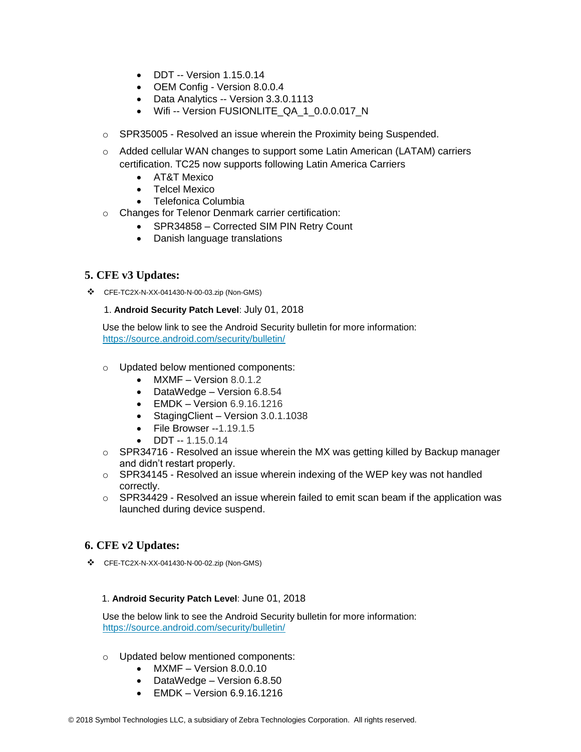- DDT -- Version 1.15.0.14
- OEM Config - Version 8.0.0.4
- Data Analytics -- Version 3.3.0.1113
- Wifi -- Version FUSIONLITE_QA_1_0.0.0.017_N

- SPR35005 - Resolved an issue wherein the Proximity being Suspended.
- Added cellular WAN changes to support some Latin American (LATAM) carriers certification. TC25 now supports following Latin America Carriers
  - AT&T Mexico
  - Telcel Mexico
  - Telefonica Columbia
- Changes for Telenor Denmark carrier certification:
  - SPR34858 – Corrected SIM PIN Retry Count
  - Danish language translations

## 5. CFE v3 Updates:

❖ CFE-TC2X-N-XX-041430-N-00-03.zip (Non-GMS)

1. **Android Security Patch Level**: July 01, 2018

Use the below link to see the Android Security bulletin for more information: https://source.android.com/security/bulletin/

- Updated below mentioned components:
  - MXMF – Version 8.0.1.2
  - DataWedge – Version 6.8.54
  - EMDK – Version 6.9.16.1216
  - StagingClient – Version 3.0.1.1038
  - File Browser --1.19.1.5
  - DDT -- 1.15.0.14
- SPR34716 - Resolved an issue wherein the MX was getting killed by Backup manager and didn't restart properly.
- SPR34145 - Resolved an issue wherein indexing of the WEP key was not handled correctly.
- SPR34429 - Resolved an issue wherein failed to emit scan beam if the application was launched during device suspend.

## 6. CFE v2 Updates:

❖ CFE-TC2X-N-XX-041430-N-00-02.zip (Non-GMS)

1. **Android Security Patch Level**: June 01, 2018

Use the below link to see the Android Security bulletin for more information: https://source.android.com/security/bulletin/

- Updated below mentioned components:
  - MXMF – Version 8.0.0.10
  - DataWedge – Version 6.8.50
  - EMDK – Version 6.9.16.1216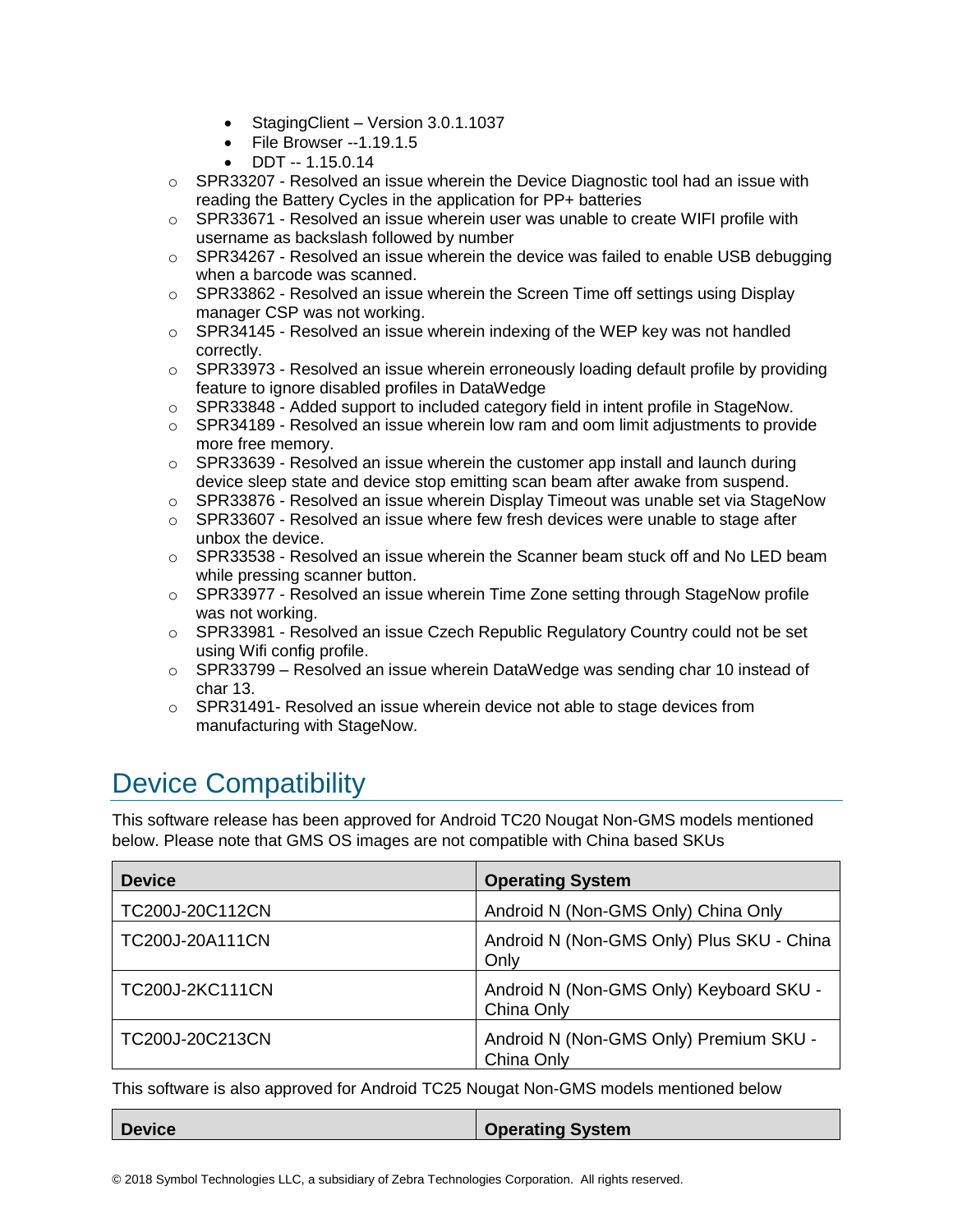- StagingClient – Version 3.0.1.1037
    - File Browser --1.19.1.5
    - DDT -- 1.15.0.14
  - SPR33207 - Resolved an issue wherein the Device Diagnostic tool had an issue with reading the Battery Cycles in the application for PP+ batteries
  - SPR33671 - Resolved an issue wherein user was unable to create WIFI profile with username as backslash followed by number
  - SPR34267 - Resolved an issue wherein the device was failed to enable USB debugging when a barcode was scanned.
  - SPR33862 - Resolved an issue wherein the Screen Time off settings using Display manager CSP was not working.
  - SPR34145 - Resolved an issue wherein indexing of the WEP key was not handled correctly.
  - SPR33973 - Resolved an issue wherein erroneously loading default profile by providing feature to ignore disabled profiles in DataWedge
  - SPR33848 - Added support to included category field in intent profile in StageNow.
  - SPR34189 - Resolved an issue wherein low ram and oom limit adjustments to provide more free memory.
  - SPR33639 - Resolved an issue wherein the customer app install and launch during device sleep state and device stop emitting scan beam after awake from suspend.
  - SPR33876 - Resolved an issue wherein Display Timeout was unable set via StageNow
  - SPR33607 - Resolved an issue where few fresh devices were unable to stage after unbox the device.
  - SPR33538 - Resolved an issue wherein the Scanner beam stuck off and No LED beam while pressing scanner button.
  - SPR33977 - Resolved an issue wherein Time Zone setting through StageNow profile was not working.
  - SPR33981 - Resolved an issue Czech Republic Regulatory Country could not be set using Wifi config profile.
  - SPR33799 – Resolved an issue wherein DataWedge was sending char 10 instead of char 13.
  - SPR31491- Resolved an issue wherein device not able to stage devices from manufacturing with StageNow.

# Device Compatibility

This software release has been approved for Android TC20 Nougat Non-GMS models mentioned below. Please note that GMS OS images are not compatible with China based SKUs

| Device | Operating System |
|---|---|
| TC200J-20C112CN | Android N (Non-GMS Only) China Only |
| TC200J-20A111CN | Android N (Non-GMS Only) Plus SKU - China Only |
| TC200J-2KC111CN | Android N (Non-GMS Only) Keyboard SKU - China Only |
| TC200J-20C213CN | Android N (Non-GMS Only) Premium SKU - China Only |

This software is also approved for Android TC25 Nougat Non-GMS models mentioned below

| Device | Operating System |
|---|---|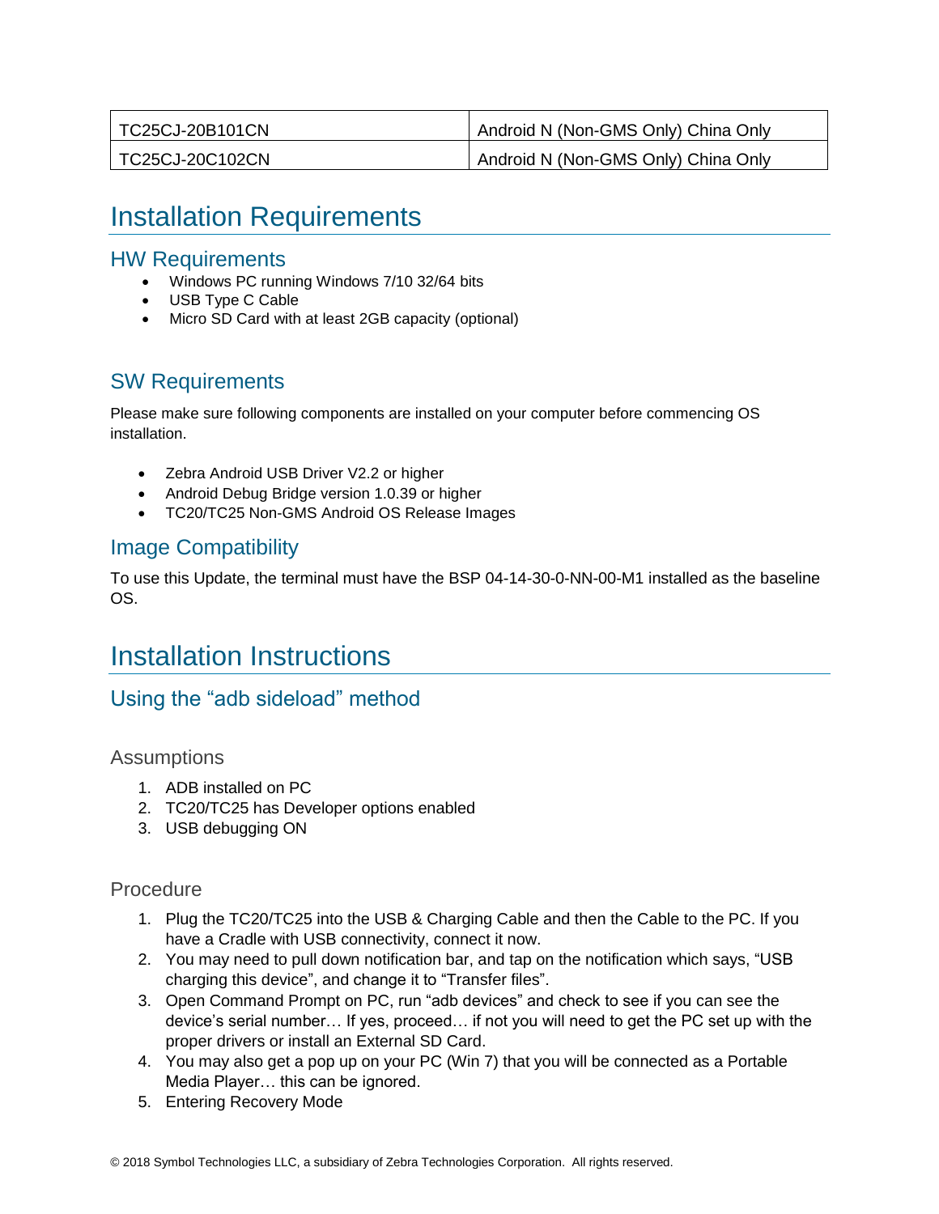| TC25CJ-20B101CN | Android N (Non-GMS Only) China Only |
| --- | --- |
| TC25CJ-20C102CN | Android N (Non-GMS Only) China Only |

# Installation Requirements

## HW Requirements

- Windows PC running Windows 7/10 32/64 bits
- USB Type C Cable
- Micro SD Card with at least 2GB capacity (optional)

## SW Requirements

Please make sure following components are installed on your computer before commencing OS installation.

- Zebra Android USB Driver V2.2 or higher
- Android Debug Bridge version 1.0.39 or higher
- TC20/TC25 Non-GMS Android OS Release Images

## Image Compatibility

To use this Update, the terminal must have the BSP 04-14-30-0-NN-00-M1 installed as the baseline OS.

# Installation Instructions

## Using the “adb sideload” method

### Assumptions

1. ADB installed on PC
2. TC20/TC25 has Developer options enabled
3. USB debugging ON

### Procedure

1. Plug the TC20/TC25 into the USB & Charging Cable and then the Cable to the PC. If you have a Cradle with USB connectivity, connect it now.
2. You may need to pull down notification bar, and tap on the notification which says, “USB charging this device”, and change it to “Transfer files”.
3. Open Command Prompt on PC, run “adb devices” and check to see if you can see the device’s serial number… If yes, proceed… if not you will need to get the PC set up with the proper drivers or install an External SD Card.
4. You may also get a pop up on your PC (Win 7) that you will be connected as a Portable Media Player… this can be ignored.
5. Entering Recovery Mode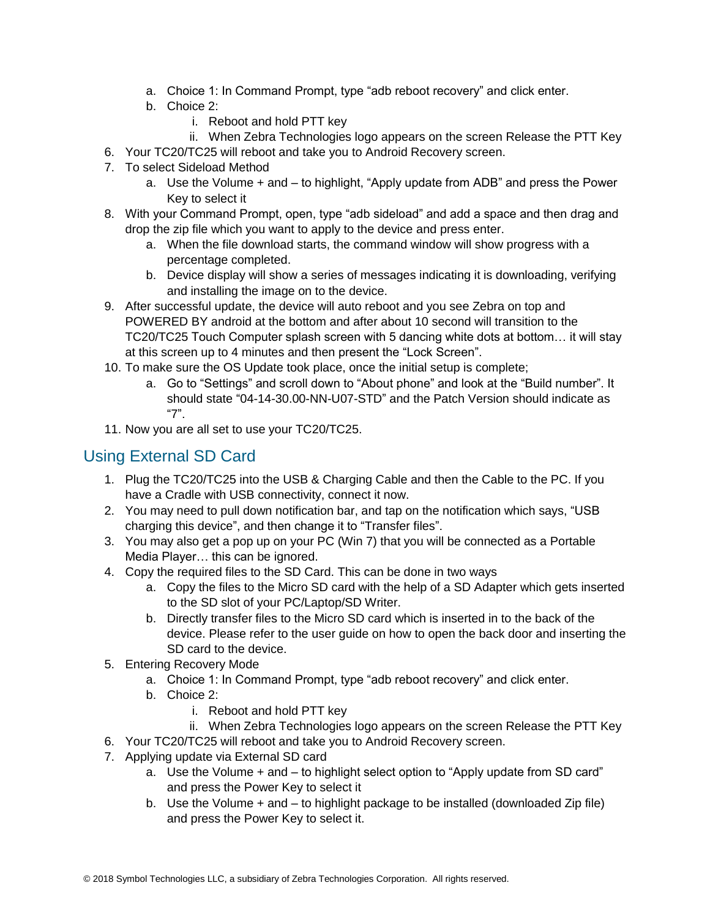a. Choice 1: In Command Prompt, type “adb reboot recovery” and click enter.
   b. Choice 2:
      i. Reboot and hold PTT key
      ii. When Zebra Technologies logo appears on the screen Release the PTT Key
6. Your TC20/TC25 will reboot and take you to Android Recovery screen.
7. To select Sideload Method
   a. Use the Volume + and – to highlight, “Apply update from ADB” and press the Power Key to select it
8. With your Command Prompt, open, type “adb sideload” and add a space and then drag and drop the zip file which you want to apply to the device and press enter.
   a. When the file download starts, the command window will show progress with a percentage completed.
   b. Device display will show a series of messages indicating it is downloading, verifying and installing the image on to the device.
9. After successful update, the device will auto reboot and you see Zebra on top and POWERED BY android at the bottom and after about 10 second will transition to the TC20/TC25 Touch Computer splash screen with 5 dancing white dots at bottom… it will stay at this screen up to 4 minutes and then present the “Lock Screen”.
10. To make sure the OS Update took place, once the initial setup is complete;
    a. Go to “Settings” and scroll down to “About phone” and look at the “Build number”. It should state “04-14-30.00-NN-U07-STD” and the Patch Version should indicate as “7”.
11. Now you are all set to use your TC20/TC25.

## Using External SD Card

1. Plug the TC20/TC25 into the USB & Charging Cable and then the Cable to the PC. If you have a Cradle with USB connectivity, connect it now.
2. You may need to pull down notification bar, and tap on the notification which says, “USB charging this device”, and then change it to “Transfer files”.
3. You may also get a pop up on your PC (Win 7) that you will be connected as a Portable Media Player… this can be ignored.
4. Copy the required files to the SD Card. This can be done in two ways
   a. Copy the files to the Micro SD card with the help of a SD Adapter which gets inserted to the SD slot of your PC/Laptop/SD Writer.
   b. Directly transfer files to the Micro SD card which is inserted in to the back of the device. Please refer to the user guide on how to open the back door and inserting the SD card to the device.
5. Entering Recovery Mode
   a. Choice 1: In Command Prompt, type “adb reboot recovery” and click enter.
   b. Choice 2:
      i. Reboot and hold PTT key
      ii. When Zebra Technologies logo appears on the screen Release the PTT Key
6. Your TC20/TC25 will reboot and take you to Android Recovery screen.
7. Applying update via External SD card
   a. Use the Volume + and – to highlight select option to “Apply update from SD card” and press the Power Key to select it
   b. Use the Volume + and – to highlight package to be installed (downloaded Zip file) and press the Power Key to select it.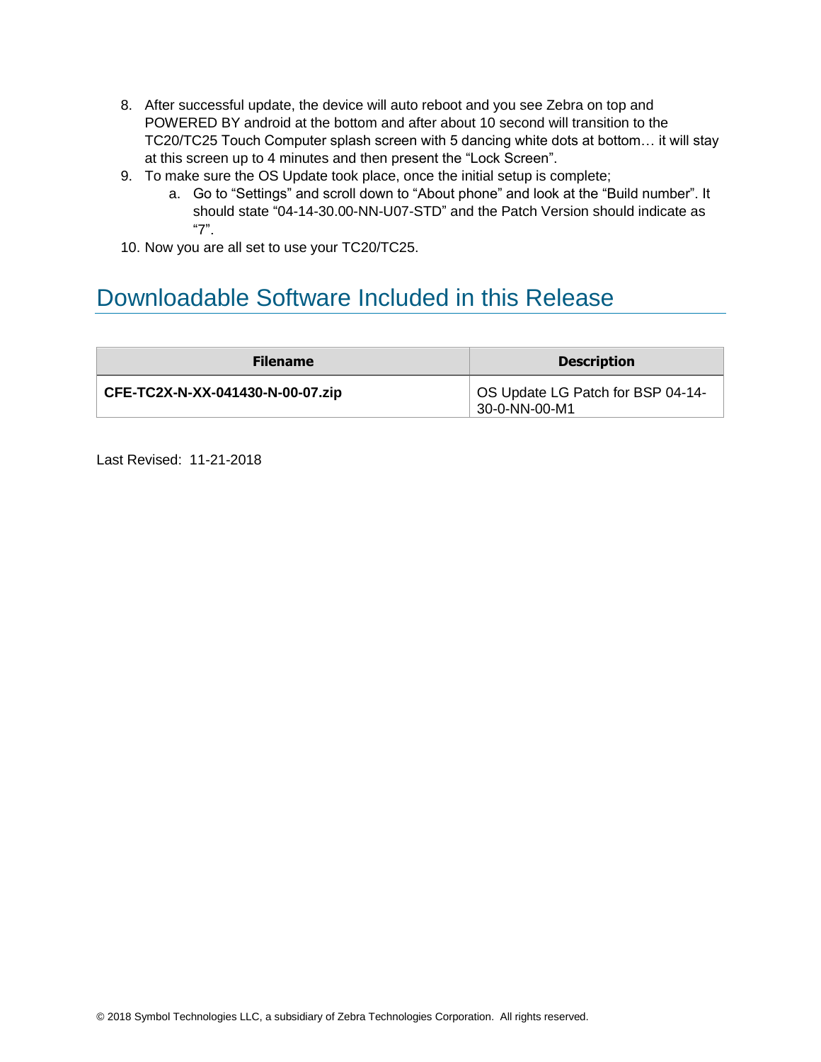8. After successful update, the device will auto reboot and you see Zebra on top and POWERED BY android at the bottom and after about 10 second will transition to the TC20/TC25 Touch Computer splash screen with 5 dancing white dots at bottom… it will stay at this screen up to 4 minutes and then present the "Lock Screen".
9. To make sure the OS Update took place, once the initial setup is complete;
   a. Go to "Settings" and scroll down to "About phone" and look at the "Build number". It should state "04-14-30.00-NN-U07-STD" and the Patch Version should indicate as "7".
10. Now you are all set to use your TC20/TC25.

## Downloadable Software Included in this Release

| Filename | Description |
|---|---|
| **CFE-TC2X-N-XX-041430-N-00-07.zip** | OS Update LG Patch for BSP 04-14-30-0-NN-00-M1 |

Last Revised: 11-21-2018

© 2018 Symbol Technologies LLC, a subsidiary of Zebra Technologies Corporation. All rights reserved.